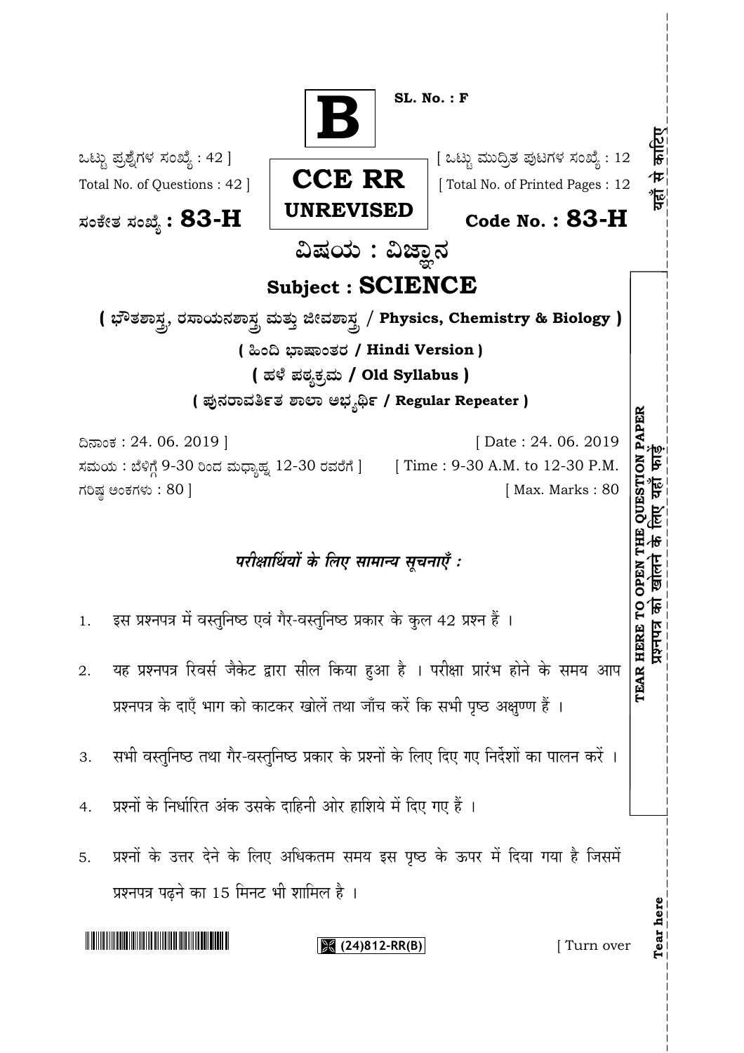**B**

SL. No. : F

ಒಟ್ಟು ಪ್ರಶ್ನೆಗಳ ಸಂಖ್ಯೆ : 42 ]
Total No. of Questions : 42 ]

**CCE RR**
**UNREVISED**

[ ಒಟ್ಟು ಮುದ್ರಿತ ಪುಟಗಳ ಸಂಖ್ಯೆ : 12
[ Total No. of Printed Pages : 12

ಸಂಕೇತ ಸಂಖ್ಯೆ : **83-H**

**Code No. : 83-H**

# ವಿಷಯ : ವಿಜ್ಞಾನ

# Subject : SCIENCE

**( ಭೌತಶಾಸ್ತ್ರ, ರಸಾಯನಶಾಸ್ತ್ರ ಮತ್ತು ಜೀವಶಾಸ್ತ್ರ / Physics, Chemistry & Biology )**

**( ಹಿಂದಿ ಭಾಷಾಂತರ / Hindi Version )**

**( ಹಳೆ ಪಠ್ಯಕ್ರಮ / Old Syllabus )**

**( ಪುನರಾವರ್ತಿತ ಶಾಲಾ ಅಭ್ಯರ್ಥಿ / Regular Repeater )**

ದಿನಾಂಕ : 24. 06. 2019 ]
[ Date : 24. 06. 2019

ಸಮಯ : ಬೆಳಿಗ್ಗೆ 9-30 ರಿಂದ ಮಧ್ಯಾಹ್ನ 12-30 ರವರೆಗೆ ]
[ Time : 9-30 A.M. to 12-30 P.M.

ಗರಿಷ್ಠ ಅಂಕಗಳು : 80 ]
[ Max. Marks : 80

**TEAR HERE TO OPEN THE QUESTION PAPER**
**प्रश्नपत्र को खोलने के लिए यहाँ फाड़ें**

यहाँ से काटिए

## *परीक्षार्थियों के लिए सामान्य सूचनाएँ :*

1. इस प्रश्नपत्र में वस्तुनिष्ठ एवं गैर-वस्तुनिष्ठ प्रकार के कुल 42 प्रश्न हैं ।

2. यह प्रश्नपत्र रिवर्स जैकेट द्वारा सील किया हुआ है । परीक्षा प्रारंभ होने के समय आप प्रश्नपत्र के दाएँ भाग को काटकर खोलें तथा जाँच करें कि सभी पृष्ठ अक्षुण्ण हैं ।

3. सभी वस्तुनिष्ठ तथा गैर-वस्तुनिष्ठ प्रकार के प्रश्नों के लिए दिए गए निर्देशों का पालन करें ।

4. प्रश्नों के निर्धारित अंक उसके दाहिनी ओर हाशिये में दिए गए हैं ।

5. प्रश्नों के उत्तर देने के लिए अधिकतम समय इस पृष्ठ के ऊपर में दिया गया है जिसमें प्रश्नपत्र पढ़ने का 15 मिनट भी शामिल है ।

(24)812-RR(B)

[ Turn over

Tear here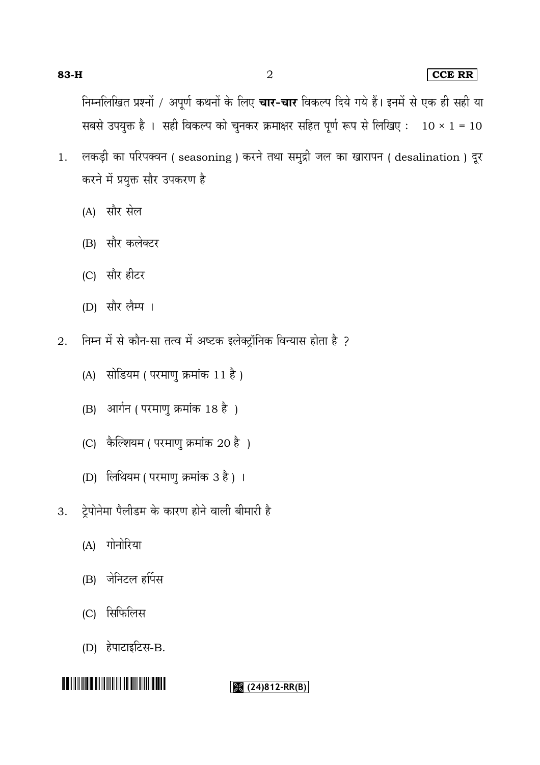निम्नलिखित प्रश्नों / अपूर्ण कथनों के लिए **चार-चार** विकल्प दिये गये हैं। इनमें से एक ही सही या सबसे उपयुक्त है । सही विकल्प को चुनकर क्रमाक्षर सहित पूर्ण रूप से लिखिए : $10 \times 1 = 10$

1. लकड़ी का परिपक्वन ( seasoning ) करने तथा समुद्री जल का खारापन ( desalination ) दूर करने में प्रयुक्त सौर उपकरण है

   (A) सौर सेल

   (B) सौर कलेक्टर

   (C) सौर हीटर

   (D) सौर लैम्प ।

2. निम्न में से कौन-सा तत्व में अष्टक इलेक्ट्रॉनिक विन्यास होता है ?

   (A) सोडियम ( परमाणु क्रमांक 11 है )

   (B) आर्गन ( परमाणु क्रमांक 18 है )

   (C) कैल्शियम ( परमाणु क्रमांक 20 है )

   (D) लिथियम ( परमाणु क्रमांक 3 है ) ।

3. ट्रेपोनेमा पैलीडम के कारण होने वाली बीमारी है

   (A) गोनोरिया

   (B) जेनिटल हर्पिस

   (C) सिफिलिस

   (D) हेपाटाइटिस-B.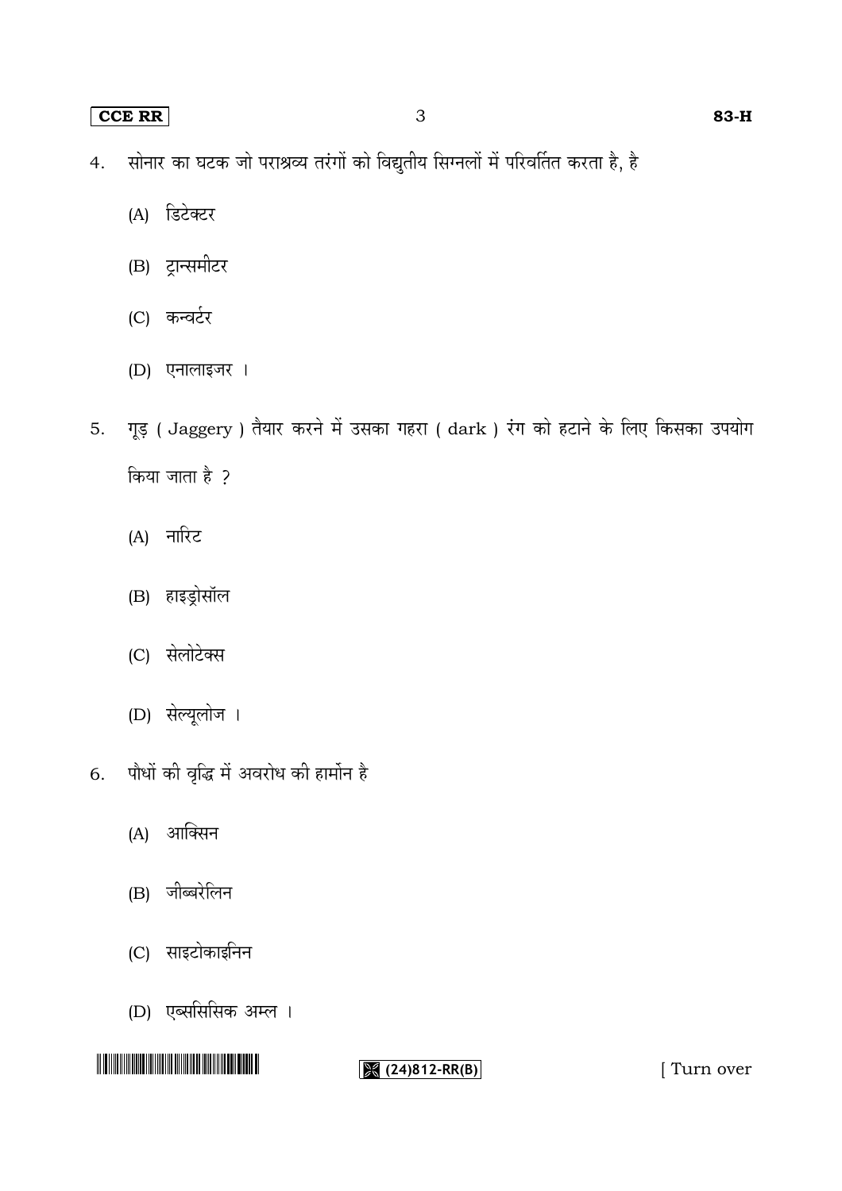4. सोनार का घटक जो पराश्रव्य तरंगों को विद्युतीय सिग्नलों में परिवर्तित करता है, है

    (A) डिटेक्टर

    (B) ट्रान्समीटर

    (C) कन्वर्टर

    (D) एनालाइजर ।

5. गूड़ ( Jaggery ) तैयार करने में उसका गहरा ( dark ) रंग को हटाने के लिए किसका उपयोग किया जाता है ?

    (A) नारिट

    (B) हाइड्रोसॉल

    (C) सेलोटेक्स

    (D) सेल्यूलोज ।

6. पौधों की वृद्धि में अवरोध की हार्मोन है

    (A) आक्सिन

    (B) जीब्बरेलिन

    (C) साइटोकाइनिन

    (D) एब्ससिसिक अम्ल ।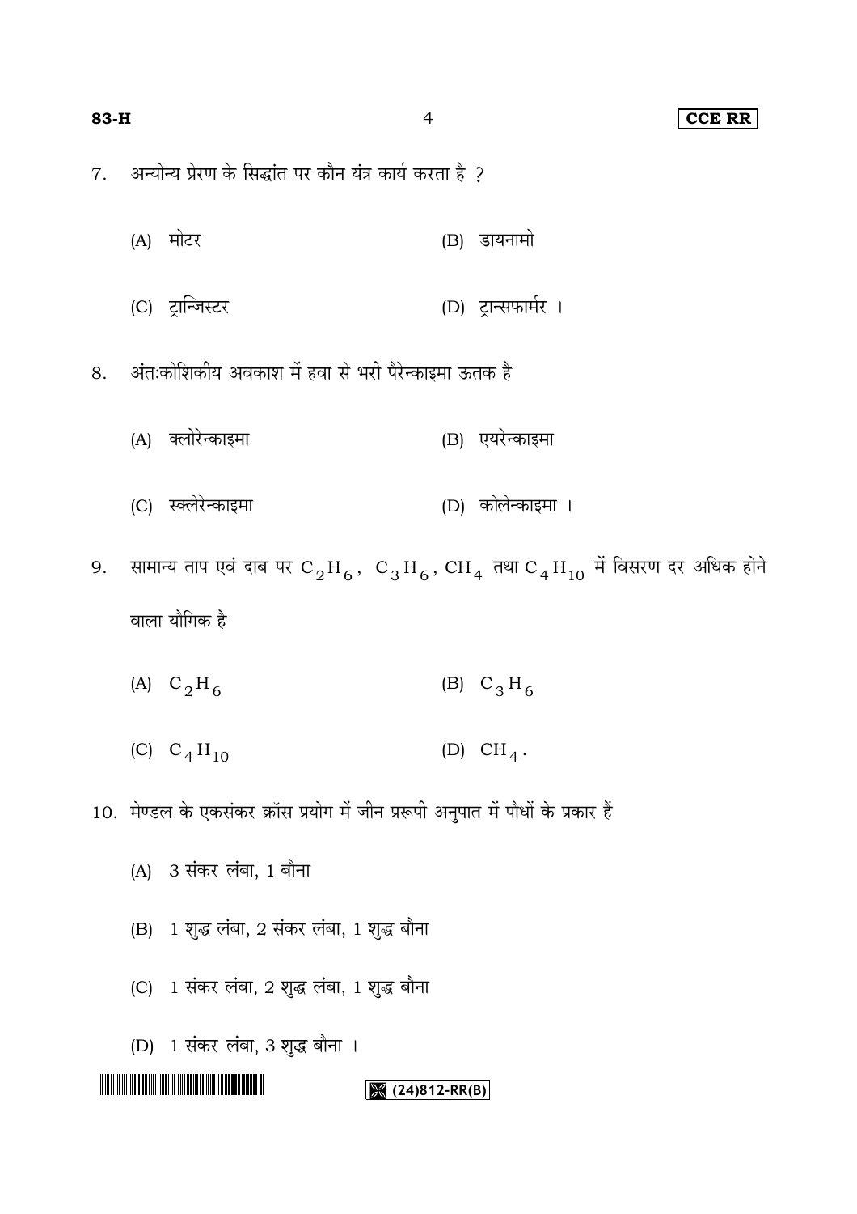7. अन्योन्य प्रेरण के सिद्धांत पर कौन यंत्र कार्य करता है ?

   (A) मोटर
   (B) डायनामो
   (C) ट्रान्जिस्टर
   (D) ट्रान्सफार्मर ।

8. अंतःकोशिकीय अवकाश में हवा से भरी पैरेन्काइमा ऊतक है

   (A) क्लोरेन्काइमा
   (B) एयरेन्काइमा
   (C) स्क्लेरेन्काइमा
   (D) कोलेन्काइमा ।

9. सामान्य ताप एवं दाब पर $C_2H_6$, $C_3H_6$, $CH_4$ तथा $C_4H_{10}$ में विसरण दर अधिक होने वाला यौगिक है

   (A) $C_2H_6$
   (B) $C_3H_6$
   (C) $C_4H_{10}$
   (D) $CH_4$.

10. मेण्डल के एकसंकर क्रॉस प्रयोग में जीन प्ररूपी अनुपात में पौधों के प्रकार हैं

    (A) 3 संकर लंबा, 1 बौना
    (B) 1 शुद्ध लंबा, 2 संकर लंबा, 1 शुद्ध बौना
    (C) 1 संकर लंबा, 2 शुद्ध लंबा, 1 शुद्ध बौना
    (D) 1 संकर लंबा, 3 शुद्ध बौना ।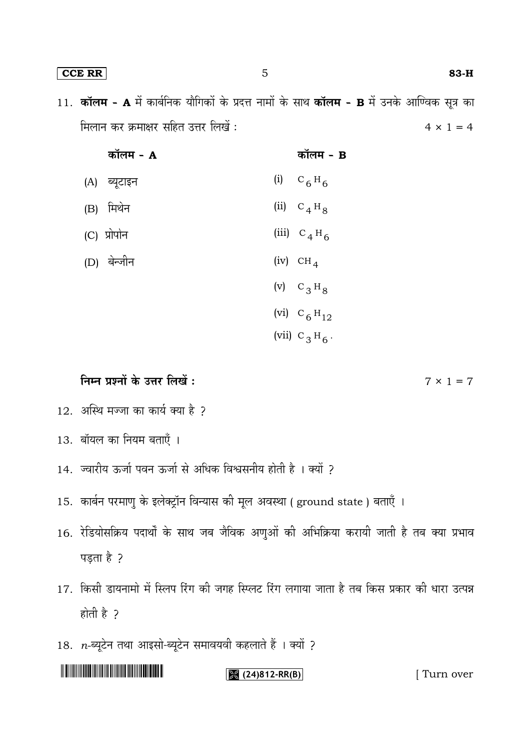11. **कॉलम - A** में कार्बनिक यौगिकों के प्रदत्त नामों के साथ **कॉलम - B** में उनके आण्विक सूत्र का मिलान कर क्रमाक्षर सहित उत्तर लिखें : $4 \times 1 = 4$

| कॉलम - A | कॉलम - B |
| --- | --- |
| (A) ब्यूटाइन | (i) $C_6H_6$ |
| (B) मिथेन | (ii) $C_4H_8$ |
| (C) प्रोपोन | (iii) $C_4H_6$ |
| (D) बेन्जीन | (iv) $CH_4$ |
| | (v) $C_3H_8$ |
| | (vi) $C_6H_{12}$ |
| | (vii) $C_3H_6$. |

**निम्न प्रश्नों के उत्तर लिखें :** $7 \times 1 = 7$

12. अस्थि मज्जा का कार्य क्या है ?

13. बॉयल का नियम बताएँ ।

14. ज्वारीय ऊर्जा पवन ऊर्जा से अधिक विश्वसनीय होती है । क्यों ?

15. कार्बन परमाणु के इलेक्ट्रॉन विन्यास की मूल अवस्था ( ground state ) बताएँ ।

16. रेडियोसक्रिय पदार्थों के साथ जब जैविक अणुओं की अभिक्रिया करायी जाती है तब क्या प्रभाव पड़ता है ?

17. किसी डायनामो में स्लिप रिंग की जगह स्प्लिट रिंग लगाया जाता है तब किस प्रकार की धारा उत्पन्न होती है ?

18. *n*-ब्यूटेन तथा आइसो-ब्यूटेन समावयवी कहलाते हैं । क्यों ?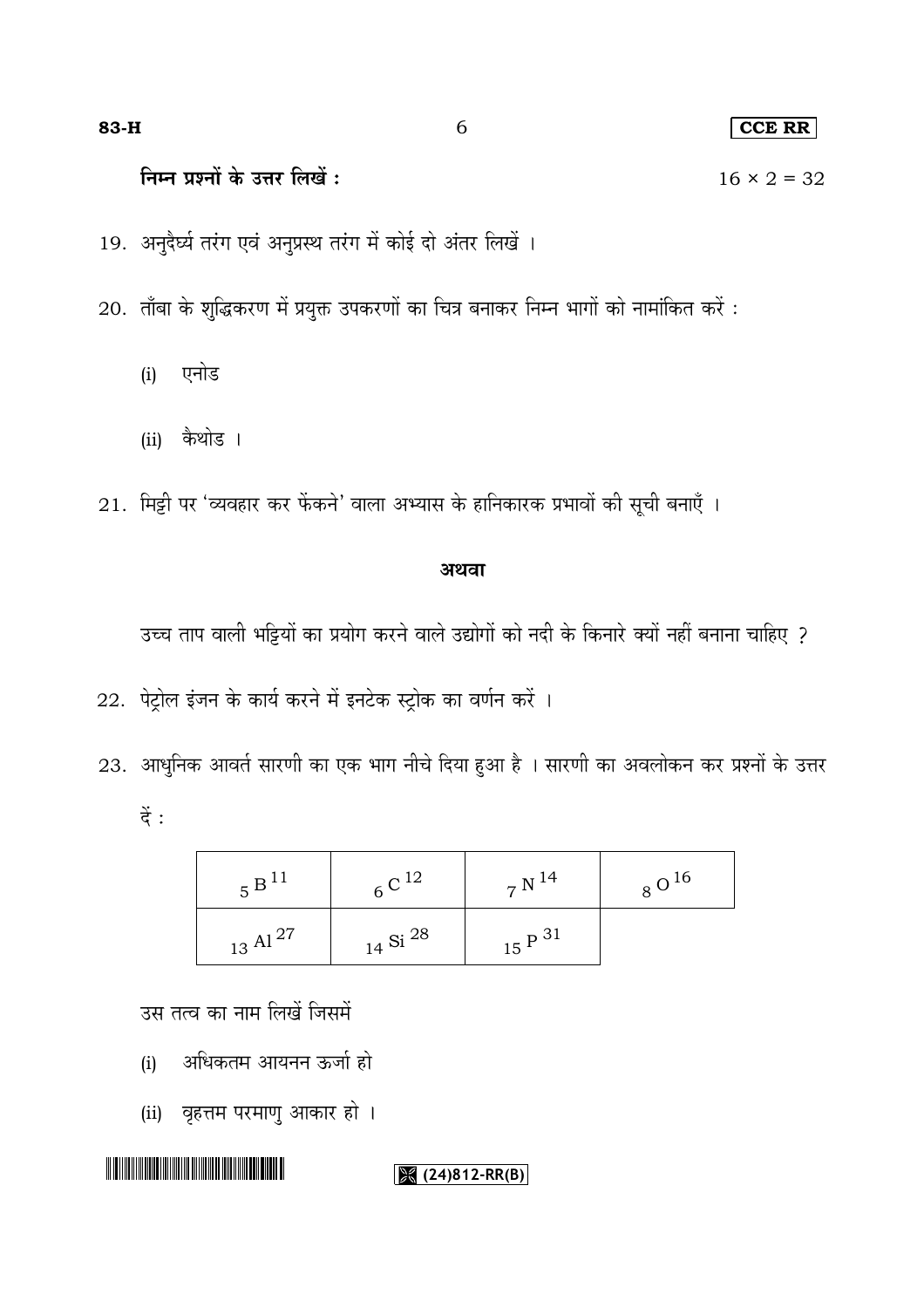**निम्न प्रश्नों के उत्तर लिखें :** $16 \times 2 = 32$

19. अनुदैर्घ्य तरंग एवं अनुप्रस्थ तरंग में कोई दो अंतर लिखें ।

20. ताँबा के शुद्धिकरण में प्रयुक्त उपकरणों का चित्र बनाकर निम्न भागों को नामांकित करें :

    (i) एनोड

    (ii) कैथोड ।

21. मिट्टी पर 'व्यवहार कर फेंकने' वाला अभ्यास के हानिकारक प्रभावों की सूची बनाएँ ।

**अथवा**

उच्च ताप वाली भट्ठियों का प्रयोग करने वाले उद्योगों को नदी के किनारे क्यों नहीं बनाना चाहिए ?

22. पेट्रोल इंजन के कार्य करने में इनटेक स्ट्रोक का वर्णन करें ।

23. आधुनिक आवर्त सारणी का एक भाग नीचे दिया हुआ है । सारणी का अवलोकन कर प्रश्नों के उत्तर दें :

| | | | |
|---|---|---|---|
| ${}_{5}B^{11}$ | ${}_{6}C^{12}$ | ${}_{7}N^{14}$ | ${}_{8}O^{16}$ |
| ${}_{13}Al^{27}$ | ${}_{14}Si^{28}$ | ${}_{15}P^{31}$ | |

उस तत्व का नाम लिखें जिसमें

(i) अधिकतम आयनन ऊर्जा हो

(ii) वृहत्तम परमाणु आकार हो ।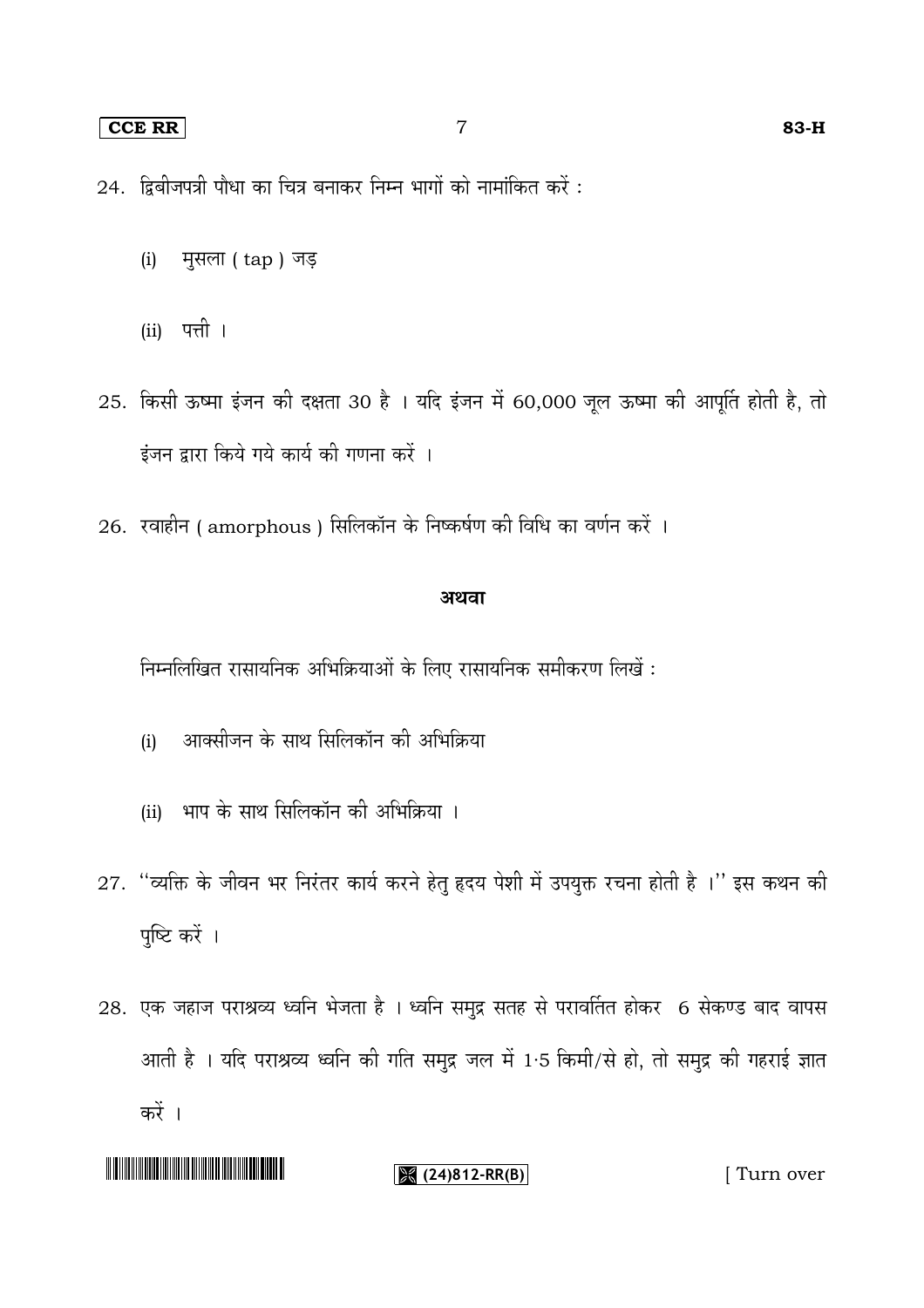24. द्विबीजपत्री पौधा का चित्र बनाकर निम्न भागों को नामांकित करें :

    (i) मुसला ( tap ) जड़

    (ii) पत्ती ।

25. किसी ऊष्मा इंजन की दक्षता 30 है । यदि इंजन में 60,000 जूल ऊष्मा की आपूर्ति होती है, तो इंजन द्वारा किये गये कार्य की गणना करें ।

26. रवाहीन ( amorphous ) सिलिकॉन के निष्कर्षण की विधि का वर्णन करें ।

**अथवा**

निम्नलिखित रासायनिक अभिक्रियाओं के लिए रासायनिक समीकरण लिखें :

(i) आक्सीजन के साथ सिलिकॉन की अभिक्रिया

(ii) भाप के साथ सिलिकॉन की अभिक्रिया ।

27. "व्यक्ति के जीवन भर निरंतर कार्य करने हेतु हृदय पेशी में उपयुक्त रचना होती है ।" इस कथन की पुष्टि करें ।

28. एक जहाज पराश्रव्य ध्वनि भेजता है । ध्वनि समुद्र सतह से परावर्तित होकर 6 सेकण्ड बाद वापस आती है । यदि पराश्रव्य ध्वनि की गति समुद्र जल में 1·5 किमी/से हो, तो समुद्र की गहराई ज्ञात करें ।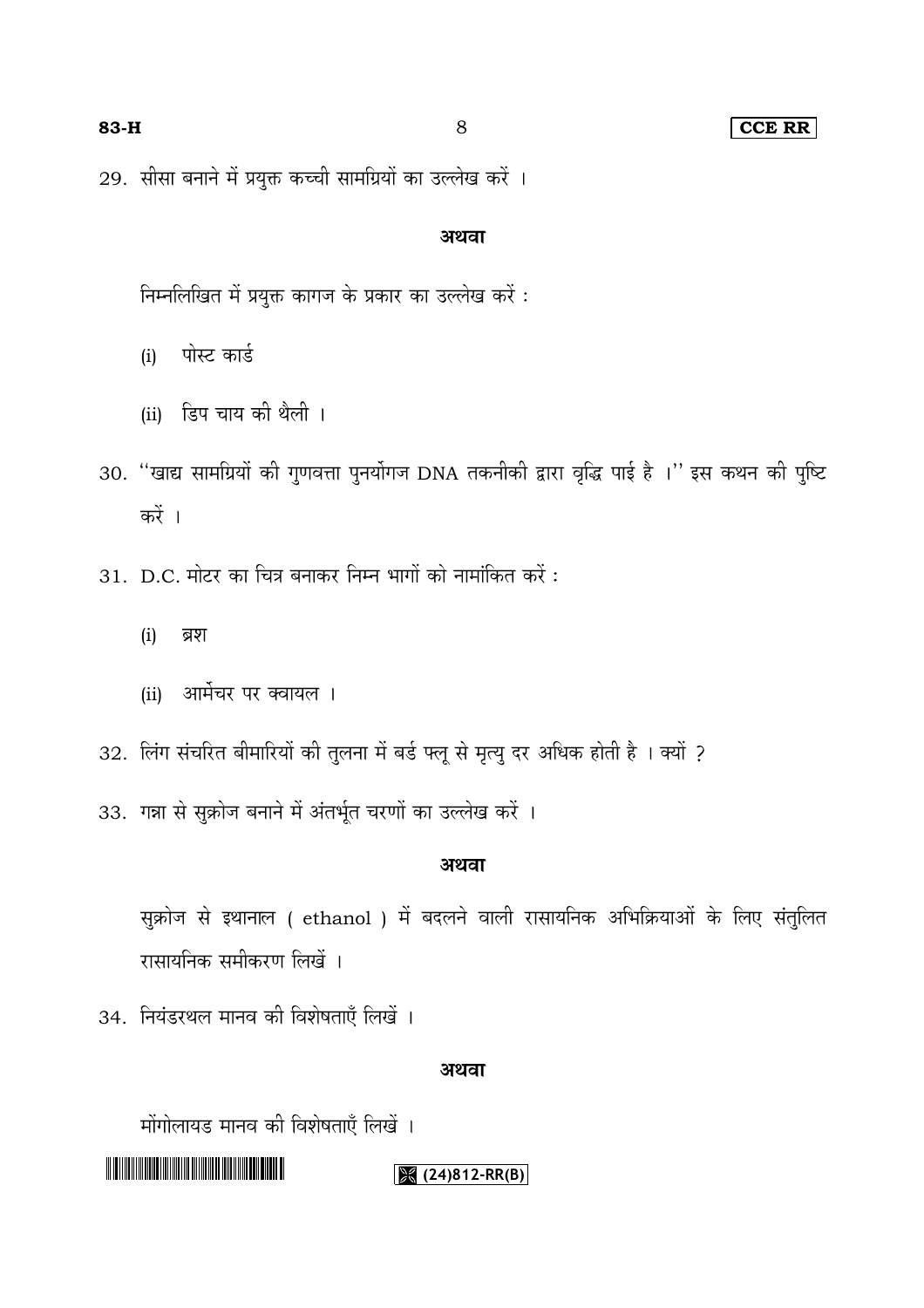29. सीसा बनाने में प्रयुक्त कच्ची सामग्रियों का उल्लेख करें ।

**अथवा**

निम्नलिखित में प्रयुक्त कागज के प्रकार का उल्लेख करें :

(i) पोस्ट कार्ड

(ii) डिप चाय की थैली ।

30. ''खाद्य सामग्रियों की गुणवत्ता पुनर्योगज DNA तकनीकी द्वारा वृद्धि पाई है ।'' इस कथन की पुष्टि करें ।

31. D.C. मोटर का चित्र बनाकर निम्न भागों को नामांकित करें :

(i) ब्रश

(ii) आर्मेचर पर क्वायल ।

32. लिंग संचरित बीमारियों की तुलना में बर्ड फ्लू से मृत्यु दर अधिक होती है । क्यों ?

33. गन्ना से सुक्रोज बनाने में अंतर्भूत चरणों का उल्लेख करें ।

**अथवा**

सुक्रोज से इथानाल ( ethanol ) में बदलने वाली रासायनिक अभिक्रियाओं के लिए संतुलित रासायनिक समीकरण लिखें ।

34. नियंडरथल मानव की विशेषताएँ लिखें ।

**अथवा**

मोंगोलायड मानव की विशेषताएँ लिखें ।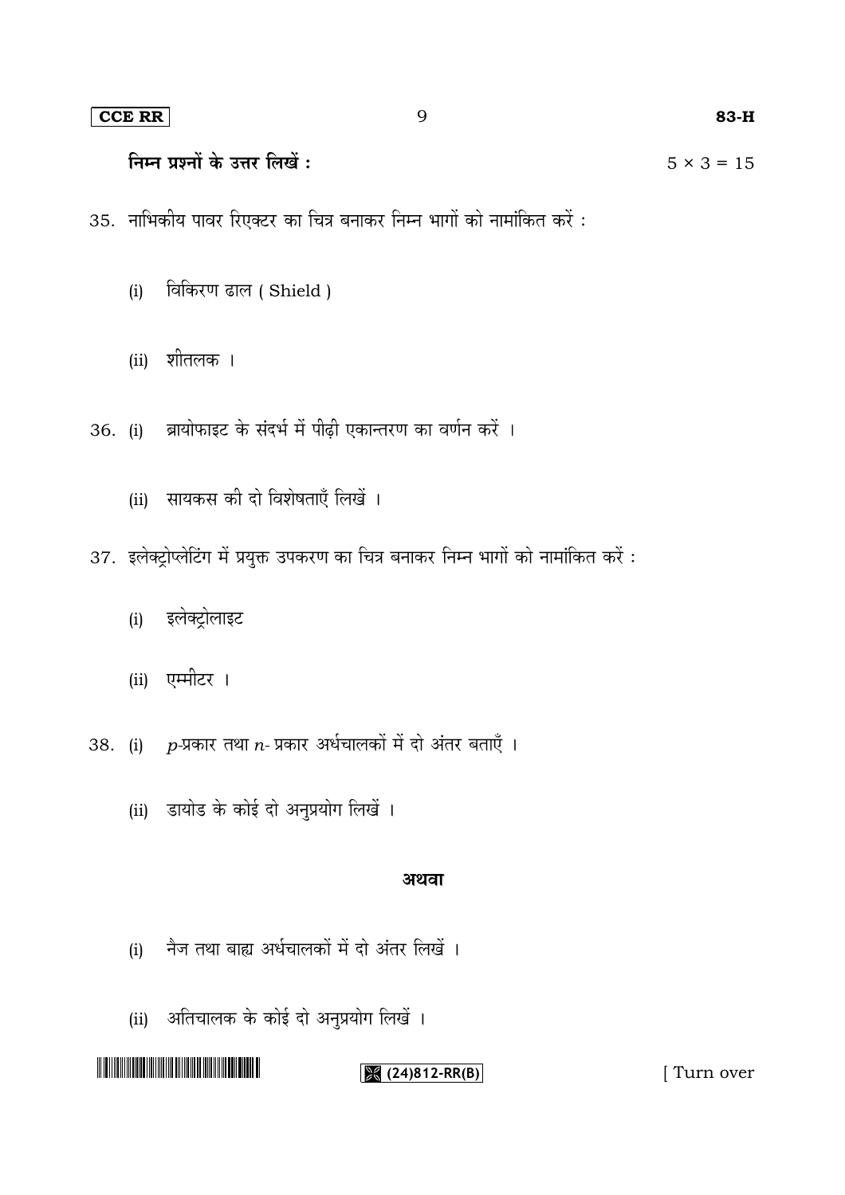**निम्न प्रश्नों के उत्तर लिखें :** $5 \times 3 = 15$

35. नाभिकीय पावर रिएक्टर का चित्र बनाकर निम्न भागों को नामांकित करें :

    (i) विकिरण ढाल ( Shield )

    (ii) शीतलक ।

36. (i) ब्रायोफाइट के संदर्भ में पीढ़ी एकान्तरण का वर्णन करें ।

    (ii) सायकस की दो विशेषताएँ लिखें ।

37. इलेक्ट्रोप्लेटिंग में प्रयुक्त उपकरण का चित्र बनाकर निम्न भागों को नामांकित करें :

    (i) इलेक्ट्रोलाइट

    (ii) एम्मीटर ।

38. (i) $p$-प्रकार तथा $n$- प्रकार अर्धचालकों में दो अंतर बताएँ ।

    (ii) डायोड के कोई दो अनुप्रयोग लिखें ।

**अथवा**

(i) नैज तथा बाह्य अर्धचालकों में दो अंतर लिखें ।

(ii) अतिचालक के कोई दो अनुप्रयोग लिखें ।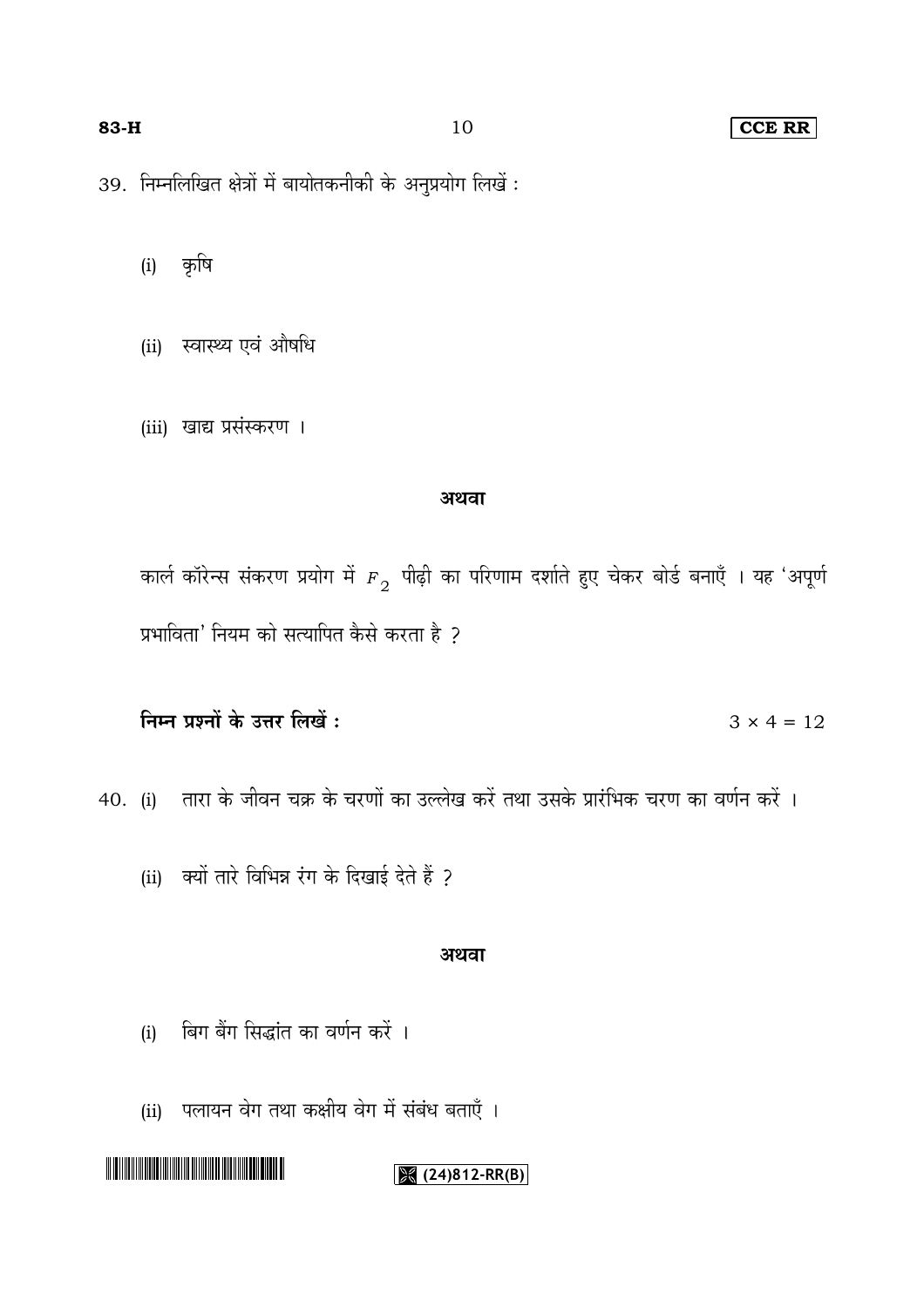39. निम्नलिखित क्षेत्रों में बायोतकनीकी के अनुप्रयोग लिखें :

   (i) कृषि

   (ii) स्वास्थ्य एवं औषधि

   (iii) खाद्य प्रसंस्करण ।

**अथवा**

कार्ल कॉरेन्स संकरण प्रयोग में $F_2$ पीढ़ी का परिणाम दर्शाते हुए चेकर बोर्ड बनाएँ । यह 'अपूर्ण प्रभाविता' नियम को सत्यापित कैसे करता है ?

**निम्न प्रश्नों के उत्तर लिखें :** $3 \times 4 = 12$

40. (i) तारा के जीवन चक्र के चरणों का उल्लेख करें तथा उसके प्रारंभिक चरण का वर्णन करें ।

   (ii) क्यों तारे विभिन्न रंग के दिखाई देते हैं ?

**अथवा**

   (i) बिग बैंग सिद्धांत का वर्णन करें ।

   (ii) पलायन वेग तथा कक्षीय वेग में संबंध बताएँ ।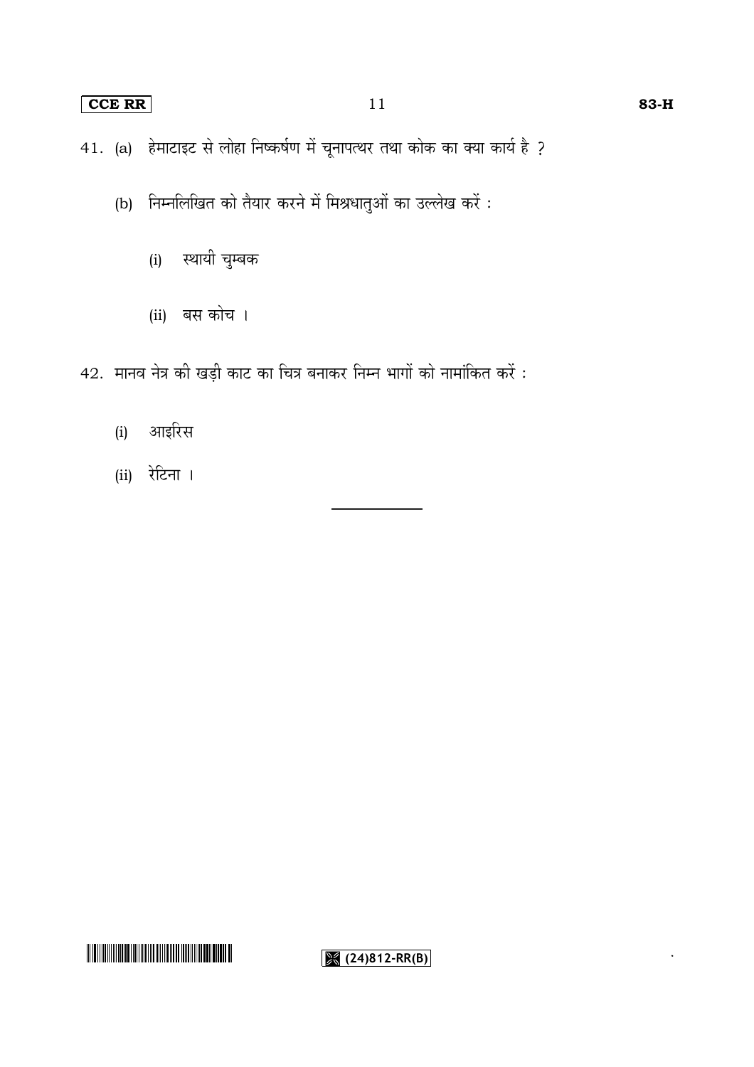41. (a) हेमाटाइट से लोहा निष्कर्षण में चूनापत्थर तथा कोक का क्या कार्य है ?

(b) निम्नलिखित को तैयार करने में मिश्रधातुओं का उल्लेख करें :

(i) स्थायी चुम्बक

(ii) बस कोच ।

42. मानव नेत्र की खड़ी काट का चित्र बनाकर निम्न भागों को नामांकित करें :

(i) आइरिस

(ii) रेटिना ।